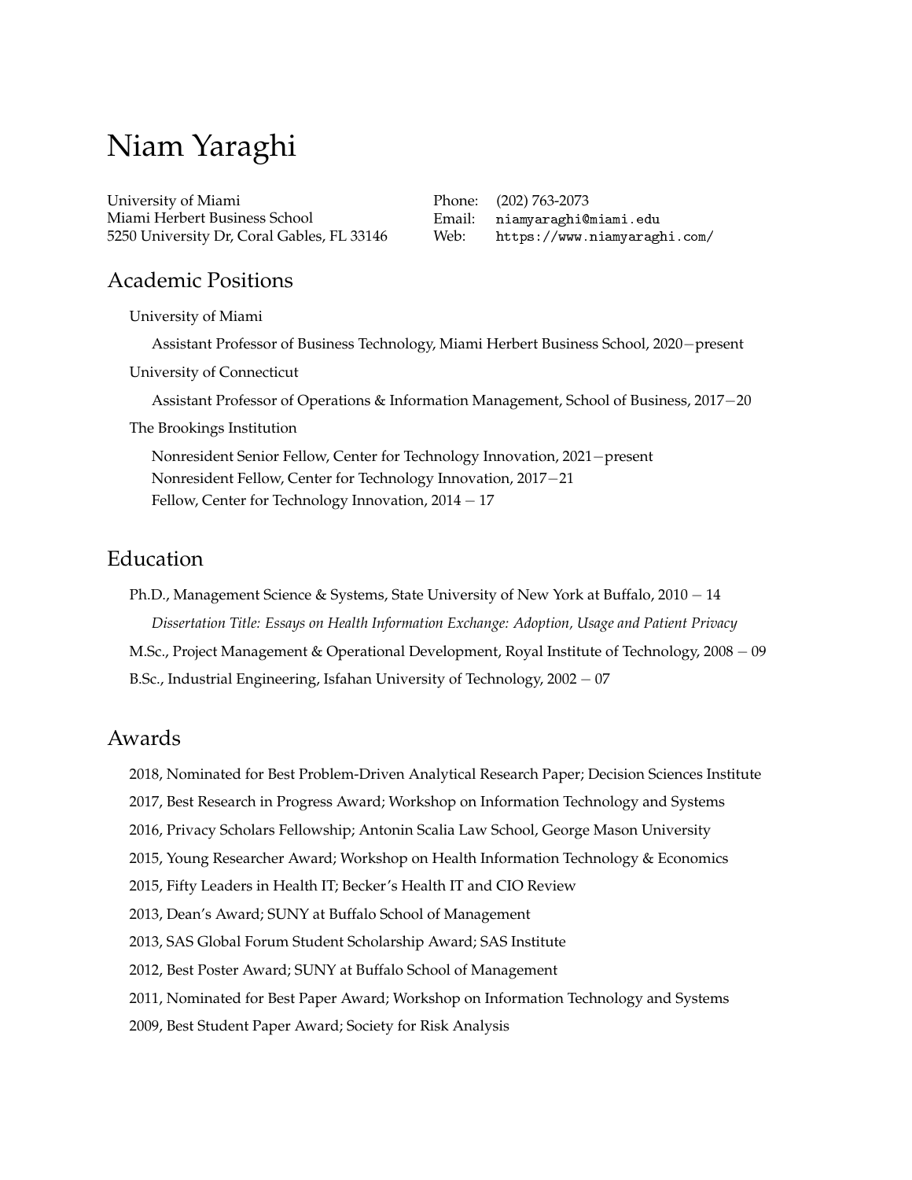# Niam Yaraghi

University of Miami
Miami Herbert Business School
5250 University Dr, Coral Gables, FL 33146

Phone: (202) 763-2073
Email: niamyaraghi@miami.edu
Web: https://www.niamyaraghi.com/

## Academic Positions

University of Miami

Assistant Professor of Business Technology, Miami Herbert Business School, 2020−present

University of Connecticut

Assistant Professor of Operations & Information Management, School of Business, 2017−20

The Brookings Institution

Nonresident Senior Fellow, Center for Technology Innovation, 2021−present
Nonresident Fellow, Center for Technology Innovation, 2017−21
Fellow, Center for Technology Innovation, 2014 − 17

## Education

Ph.D., Management Science & Systems, State University of New York at Buffalo, 2010 − 14

*Dissertation Title: Essays on Health Information Exchange: Adoption, Usage and Patient Privacy*

M.Sc., Project Management & Operational Development, Royal Institute of Technology, 2008 − 09

B.Sc., Industrial Engineering, Isfahan University of Technology, 2002 − 07

## Awards

2018, Nominated for Best Problem-Driven Analytical Research Paper; Decision Sciences Institute

2017, Best Research in Progress Award; Workshop on Information Technology and Systems

2016, Privacy Scholars Fellowship; Antonin Scalia Law School, George Mason University

2015, Young Researcher Award; Workshop on Health Information Technology & Economics

2015, Fifty Leaders in Health IT; Becker's Health IT and CIO Review

2013, Dean's Award; SUNY at Buffalo School of Management

2013, SAS Global Forum Student Scholarship Award; SAS Institute

2012, Best Poster Award; SUNY at Buffalo School of Management

2011, Nominated for Best Paper Award; Workshop on Information Technology and Systems

2009, Best Student Paper Award; Society for Risk Analysis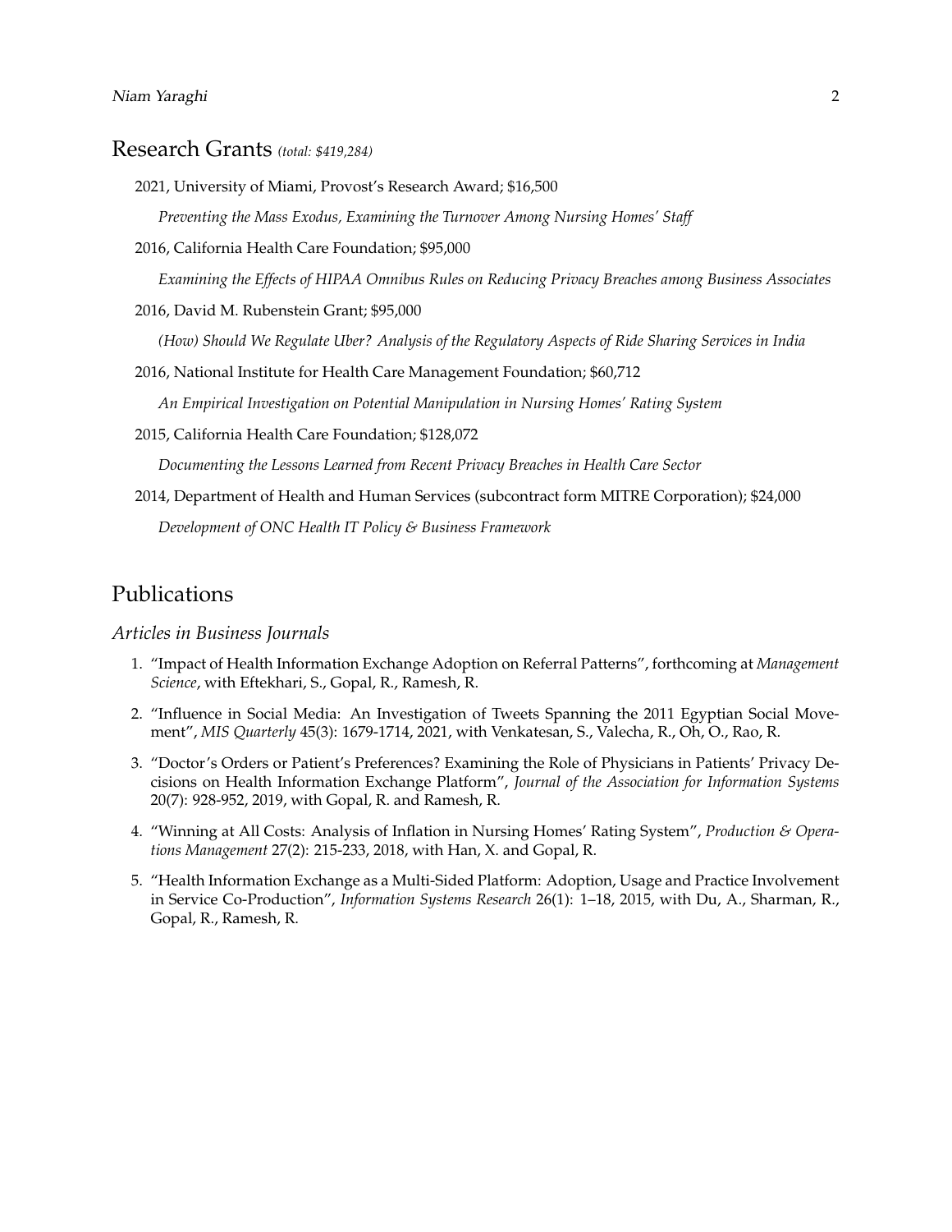## Research Grants *(total: $419,284)*

2021, University of Miami, Provost's Research Award; $16,500

*Preventing the Mass Exodus, Examining the Turnover Among Nursing Homes' Staff*

2016, California Health Care Foundation; $95,000

*Examining the Effects of HIPAA Omnibus Rules on Reducing Privacy Breaches among Business Associates*

2016, David M. Rubenstein Grant; $95,000

*(How) Should We Regulate Uber? Analysis of the Regulatory Aspects of Ride Sharing Services in India*

2016, National Institute for Health Care Management Foundation; $60,712

*An Empirical Investigation on Potential Manipulation in Nursing Homes' Rating System*

2015, California Health Care Foundation; $128,072

*Documenting the Lessons Learned from Recent Privacy Breaches in Health Care Sector*

2014, Department of Health and Human Services (subcontract form MITRE Corporation); $24,000

*Development of ONC Health IT Policy & Business Framework*

## Publications

### *Articles in Business Journals*

1. "Impact of Health Information Exchange Adoption on Referral Patterns", forthcoming at *Management Science*, with Eftekhari, S., Gopal, R., Ramesh, R.
2. "Influence in Social Media: An Investigation of Tweets Spanning the 2011 Egyptian Social Movement", *MIS Quarterly* 45(3): 1679-1714, 2021, with Venkatesan, S., Valecha, R., Oh, O., Rao, R.
3. "Doctor's Orders or Patient's Preferences? Examining the Role of Physicians in Patients' Privacy Decisions on Health Information Exchange Platform", *Journal of the Association for Information Systems* 20(7): 928-952, 2019, with Gopal, R. and Ramesh, R.
4. "Winning at All Costs: Analysis of Inflation in Nursing Homes' Rating System", *Production & Operations Management* 27(2): 215-233, 2018, with Han, X. and Gopal, R.
5. "Health Information Exchange as a Multi-Sided Platform: Adoption, Usage and Practice Involvement in Service Co-Production", *Information Systems Research* 26(1): 1–18, 2015, with Du, A., Sharman, R., Gopal, R., Ramesh, R.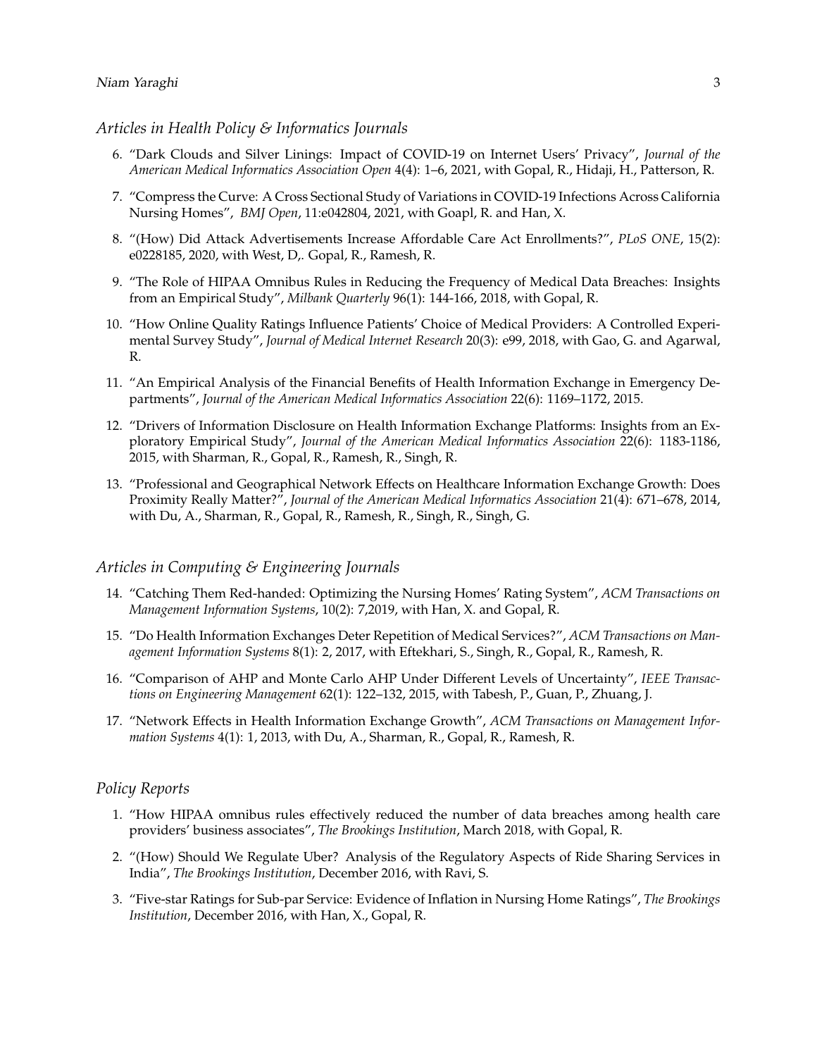## *Articles in Health Policy & Informatics Journals*

6. "Dark Clouds and Silver Linings: Impact of COVID-19 on Internet Users' Privacy", *Journal of the American Medical Informatics Association Open* 4(4): 1–6, 2021, with Gopal, R., Hidaji, H., Patterson, R.
7. "Compress the Curve: A Cross Sectional Study of Variations in COVID-19 Infections Across California Nursing Homes", *BMJ Open*, 11:e042804, 2021, with Goapl, R. and Han, X.
8. "(How) Did Attack Advertisements Increase Affordable Care Act Enrollments?", *PLoS ONE*, 15(2): e0228185, 2020, with West, D,. Gopal, R., Ramesh, R.
9. "The Role of HIPAA Omnibus Rules in Reducing the Frequency of Medical Data Breaches: Insights from an Empirical Study", *Milbank Quarterly* 96(1): 144-166, 2018, with Gopal, R.
10. "How Online Quality Ratings Influence Patients' Choice of Medical Providers: A Controlled Experimental Survey Study", *Journal of Medical Internet Research* 20(3): e99, 2018, with Gao, G. and Agarwal, R.
11. "An Empirical Analysis of the Financial Benefits of Health Information Exchange in Emergency Departments", *Journal of the American Medical Informatics Association* 22(6): 1169–1172, 2015.
12. "Drivers of Information Disclosure on Health Information Exchange Platforms: Insights from an Exploratory Empirical Study", *Journal of the American Medical Informatics Association* 22(6): 1183-1186, 2015, with Sharman, R., Gopal, R., Ramesh, R., Singh, R.
13. "Professional and Geographical Network Effects on Healthcare Information Exchange Growth: Does Proximity Really Matter?", *Journal of the American Medical Informatics Association* 21(4): 671–678, 2014, with Du, A., Sharman, R., Gopal, R., Ramesh, R., Singh, R., Singh, G.

## *Articles in Computing & Engineering Journals*

14. "Catching Them Red-handed: Optimizing the Nursing Homes' Rating System", *ACM Transactions on Management Information Systems*, 10(2): 7,2019, with Han, X. and Gopal, R.
15. "Do Health Information Exchanges Deter Repetition of Medical Services?", *ACM Transactions on Management Information Systems* 8(1): 2, 2017, with Eftekhari, S., Singh, R., Gopal, R., Ramesh, R.
16. "Comparison of AHP and Monte Carlo AHP Under Different Levels of Uncertainty", *IEEE Transactions on Engineering Management* 62(1): 122–132, 2015, with Tabesh, P., Guan, P., Zhuang, J.
17. "Network Effects in Health Information Exchange Growth", *ACM Transactions on Management Information Systems* 4(1): 1, 2013, with Du, A., Sharman, R., Gopal, R., Ramesh, R.

## *Policy Reports*

1. "How HIPAA omnibus rules effectively reduced the number of data breaches among health care providers' business associates", *The Brookings Institution*, March 2018, with Gopal, R.
2. "(How) Should We Regulate Uber? Analysis of the Regulatory Aspects of Ride Sharing Services in India", *The Brookings Institution*, December 2016, with Ravi, S.
3. "Five-star Ratings for Sub-par Service: Evidence of Inflation in Nursing Home Ratings", *The Brookings Institution*, December 2016, with Han, X., Gopal, R.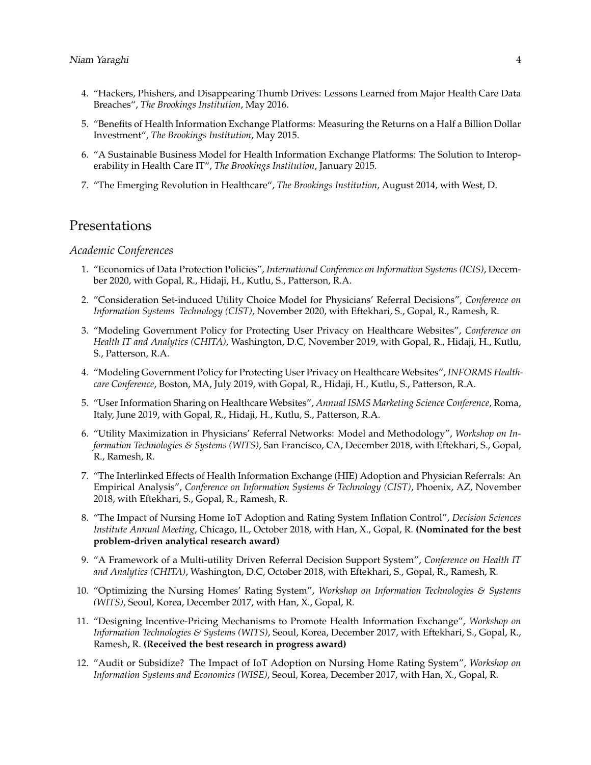4. "Hackers, Phishers, and Disappearing Thumb Drives: Lessons Learned from Major Health Care Data Breaches", *The Brookings Institution*, May 2016.

5. "Benefits of Health Information Exchange Platforms: Measuring the Returns on a Half a Billion Dollar Investment", *The Brookings Institution*, May 2015.

6. "A Sustainable Business Model for Health Information Exchange Platforms: The Solution to Interoperability in Health Care IT", *The Brookings Institution*, January 2015.

7. "The Emerging Revolution in Healthcare", *The Brookings Institution*, August 2014, with West, D.

## Presentations

### Academic Conferences

1. "Economics of Data Protection Policies", *International Conference on Information Systems (ICIS)*, December 2020, with Gopal, R., Hidaji, H., Kutlu, S., Patterson, R.A.

2. "Consideration Set-induced Utility Choice Model for Physicians' Referral Decisions", *Conference on Information Systems Technology (CIST)*, November 2020, with Eftekhari, S., Gopal, R., Ramesh, R.

3. "Modeling Government Policy for Protecting User Privacy on Healthcare Websites", *Conference on Health IT and Analytics (CHITA)*, Washington, D.C, November 2019, with Gopal, R., Hidaji, H., Kutlu, S., Patterson, R.A.

4. "Modeling Government Policy for Protecting User Privacy on Healthcare Websites", *INFORMS Healthcare Conference*, Boston, MA, July 2019, with Gopal, R., Hidaji, H., Kutlu, S., Patterson, R.A.

5. "User Information Sharing on Healthcare Websites", *Annual ISMS Marketing Science Conference*, Roma, Italy, June 2019, with Gopal, R., Hidaji, H., Kutlu, S., Patterson, R.A.

6. "Utility Maximization in Physicians' Referral Networks: Model and Methodology", *Workshop on Information Technologies & Systems (WITS)*, San Francisco, CA, December 2018, with Eftekhari, S., Gopal, R., Ramesh, R.

7. "The Interlinked Effects of Health Information Exchange (HIE) Adoption and Physician Referrals: An Empirical Analysis", *Conference on Information Systems & Technology (CIST)*, Phoenix, AZ, November 2018, with Eftekhari, S., Gopal, R., Ramesh, R.

8. "The Impact of Nursing Home IoT Adoption and Rating System Inflation Control", *Decision Sciences Institute Annual Meeting*, Chicago, IL, October 2018, with Han, X., Gopal, R. **(Nominated for the best problem-driven analytical research award)**

9. "A Framework of a Multi-utility Driven Referral Decision Support System", *Conference on Health IT and Analytics (CHITA)*, Washington, D.C, October 2018, with Eftekhari, S., Gopal, R., Ramesh, R.

10. "Optimizing the Nursing Homes' Rating System", *Workshop on Information Technologies & Systems (WITS)*, Seoul, Korea, December 2017, with Han, X., Gopal, R.

11. "Designing Incentive-Pricing Mechanisms to Promote Health Information Exchange", *Workshop on Information Technologies & Systems (WITS)*, Seoul, Korea, December 2017, with Eftekhari, S., Gopal, R., Ramesh, R. **(Received the best research in progress award)**

12. "Audit or Subsidize? The Impact of IoT Adoption on Nursing Home Rating System", *Workshop on Information Systems and Economics (WISE)*, Seoul, Korea, December 2017, with Han, X., Gopal, R.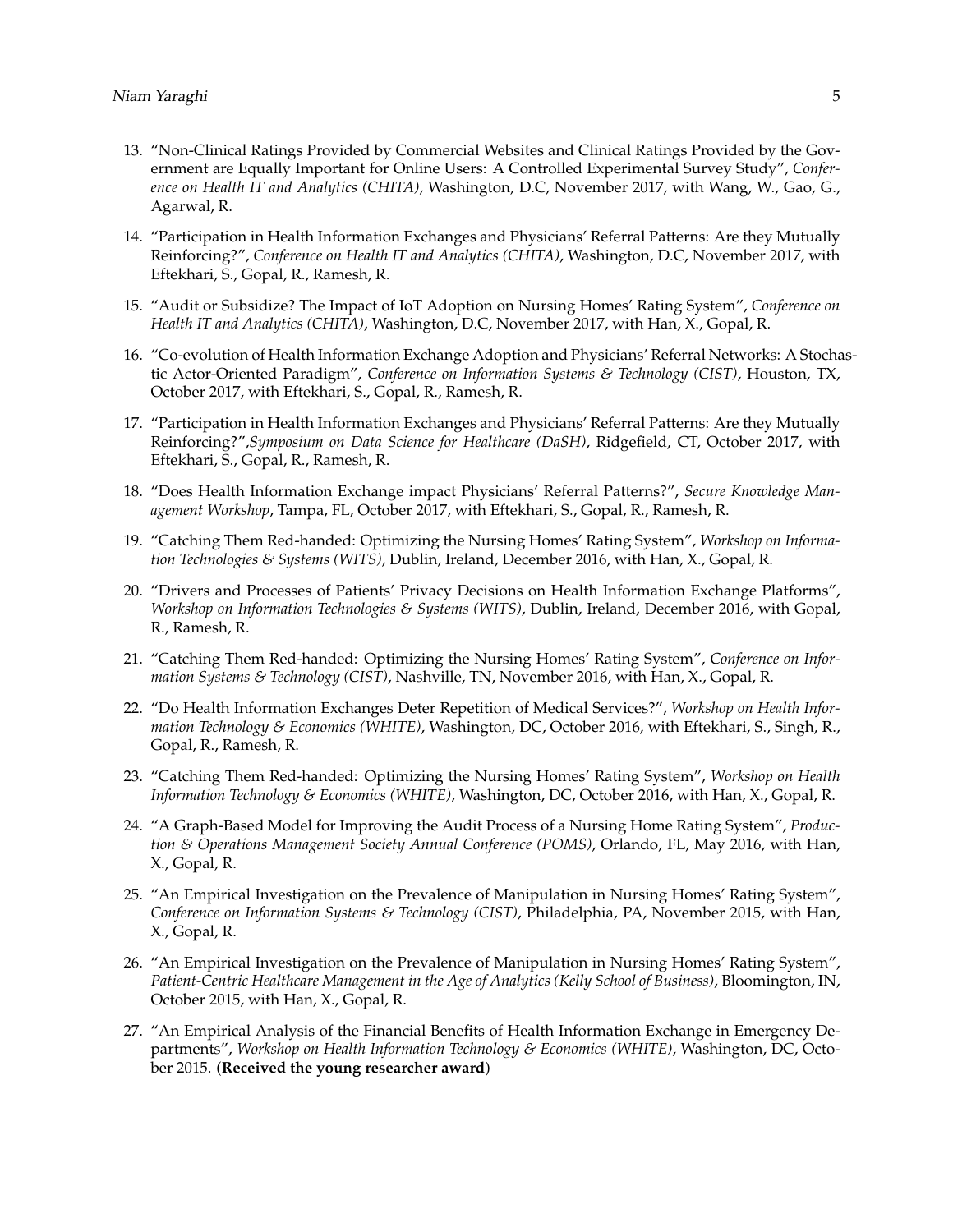13. "Non-Clinical Ratings Provided by Commercial Websites and Clinical Ratings Provided by the Government are Equally Important for Online Users: A Controlled Experimental Survey Study", *Conference on Health IT and Analytics (CHITA)*, Washington, D.C, November 2017, with Wang, W., Gao, G., Agarwal, R.

14. "Participation in Health Information Exchanges and Physicians' Referral Patterns: Are they Mutually Reinforcing?", *Conference on Health IT and Analytics (CHITA)*, Washington, D.C, November 2017, with Eftekhari, S., Gopal, R., Ramesh, R.

15. "Audit or Subsidize? The Impact of IoT Adoption on Nursing Homes' Rating System", *Conference on Health IT and Analytics (CHITA)*, Washington, D.C, November 2017, with Han, X., Gopal, R.

16. "Co-evolution of Health Information Exchange Adoption and Physicians' Referral Networks: A Stochastic Actor-Oriented Paradigm", *Conference on Information Systems & Technology (CIST)*, Houston, TX, October 2017, with Eftekhari, S., Gopal, R., Ramesh, R.

17. "Participation in Health Information Exchanges and Physicians' Referral Patterns: Are they Mutually Reinforcing?",*Symposium on Data Science for Healthcare (DaSH)*, Ridgefield, CT, October 2017, with Eftekhari, S., Gopal, R., Ramesh, R.

18. "Does Health Information Exchange impact Physicians' Referral Patterns?", *Secure Knowledge Management Workshop*, Tampa, FL, October 2017, with Eftekhari, S., Gopal, R., Ramesh, R.

19. "Catching Them Red-handed: Optimizing the Nursing Homes' Rating System", *Workshop on Information Technologies & Systems (WITS)*, Dublin, Ireland, December 2016, with Han, X., Gopal, R.

20. "Drivers and Processes of Patients' Privacy Decisions on Health Information Exchange Platforms", *Workshop on Information Technologies & Systems (WITS)*, Dublin, Ireland, December 2016, with Gopal, R., Ramesh, R.

21. "Catching Them Red-handed: Optimizing the Nursing Homes' Rating System", *Conference on Information Systems & Technology (CIST)*, Nashville, TN, November 2016, with Han, X., Gopal, R.

22. "Do Health Information Exchanges Deter Repetition of Medical Services?", *Workshop on Health Information Technology & Economics (WHITE)*, Washington, DC, October 2016, with Eftekhari, S., Singh, R., Gopal, R., Ramesh, R.

23. "Catching Them Red-handed: Optimizing the Nursing Homes' Rating System", *Workshop on Health Information Technology & Economics (WHITE)*, Washington, DC, October 2016, with Han, X., Gopal, R.

24. "A Graph-Based Model for Improving the Audit Process of a Nursing Home Rating System", *Production & Operations Management Society Annual Conference (POMS)*, Orlando, FL, May 2016, with Han, X., Gopal, R.

25. "An Empirical Investigation on the Prevalence of Manipulation in Nursing Homes' Rating System", *Conference on Information Systems & Technology (CIST)*, Philadelphia, PA, November 2015, with Han, X., Gopal, R.

26. "An Empirical Investigation on the Prevalence of Manipulation in Nursing Homes' Rating System", *Patient-Centric Healthcare Management in the Age of Analytics (Kelly School of Business)*, Bloomington, IN, October 2015, with Han, X., Gopal, R.

27. "An Empirical Analysis of the Financial Benefits of Health Information Exchange in Emergency Departments", *Workshop on Health Information Technology & Economics (WHITE)*, Washington, DC, October 2015. (**Received the young researcher award**)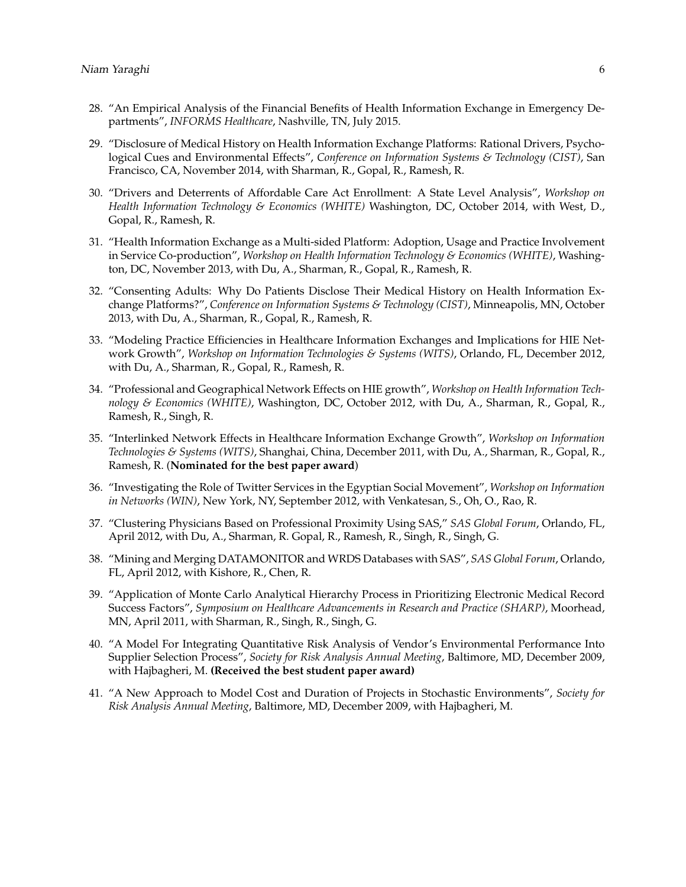28. "An Empirical Analysis of the Financial Benefits of Health Information Exchange in Emergency Departments", *INFORMS Healthcare*, Nashville, TN, July 2015.

29. "Disclosure of Medical History on Health Information Exchange Platforms: Rational Drivers, Psychological Cues and Environmental Effects", *Conference on Information Systems & Technology (CIST)*, San Francisco, CA, November 2014, with Sharman, R., Gopal, R., Ramesh, R.

30. "Drivers and Deterrents of Affordable Care Act Enrollment: A State Level Analysis", *Workshop on Health Information Technology & Economics (WHITE)* Washington, DC, October 2014, with West, D., Gopal, R., Ramesh, R.

31. "Health Information Exchange as a Multi-sided Platform: Adoption, Usage and Practice Involvement in Service Co-production", *Workshop on Health Information Technology & Economics (WHITE)*, Washington, DC, November 2013, with Du, A., Sharman, R., Gopal, R., Ramesh, R.

32. "Consenting Adults: Why Do Patients Disclose Their Medical History on Health Information Exchange Platforms?", *Conference on Information Systems & Technology (CIST)*, Minneapolis, MN, October 2013, with Du, A., Sharman, R., Gopal, R., Ramesh, R.

33. "Modeling Practice Efficiencies in Healthcare Information Exchanges and Implications for HIE Network Growth", *Workshop on Information Technologies & Systems (WITS)*, Orlando, FL, December 2012, with Du, A., Sharman, R., Gopal, R., Ramesh, R.

34. "Professional and Geographical Network Effects on HIE growth", *Workshop on Health Information Technology & Economics (WHITE)*, Washington, DC, October 2012, with Du, A., Sharman, R., Gopal, R., Ramesh, R., Singh, R.

35. "Interlinked Network Effects in Healthcare Information Exchange Growth", *Workshop on Information Technologies & Systems (WITS)*, Shanghai, China, December 2011, with Du, A., Sharman, R., Gopal, R., Ramesh, R. (**Nominated for the best paper award**)

36. "Investigating the Role of Twitter Services in the Egyptian Social Movement", *Workshop on Information in Networks (WIN)*, New York, NY, September 2012, with Venkatesan, S., Oh, O., Rao, R.

37. "Clustering Physicians Based on Professional Proximity Using SAS," *SAS Global Forum*, Orlando, FL, April 2012, with Du, A., Sharman, R. Gopal, R., Ramesh, R., Singh, R., Singh, G.

38. "Mining and Merging DATAMONITOR and WRDS Databases with SAS", *SAS Global Forum*, Orlando, FL, April 2012, with Kishore, R., Chen, R.

39. "Application of Monte Carlo Analytical Hierarchy Process in Prioritizing Electronic Medical Record Success Factors", *Symposium on Healthcare Advancements in Research and Practice (SHARP)*, Moorhead, MN, April 2011, with Sharman, R., Singh, R., Singh, G.

40. "A Model For Integrating Quantitative Risk Analysis of Vendor's Environmental Performance Into Supplier Selection Process", *Society for Risk Analysis Annual Meeting*, Baltimore, MD, December 2009, with Hajbagheri, M. **(Received the best student paper award)**

41. "A New Approach to Model Cost and Duration of Projects in Stochastic Environments", *Society for Risk Analysis Annual Meeting*, Baltimore, MD, December 2009, with Hajbagheri, M.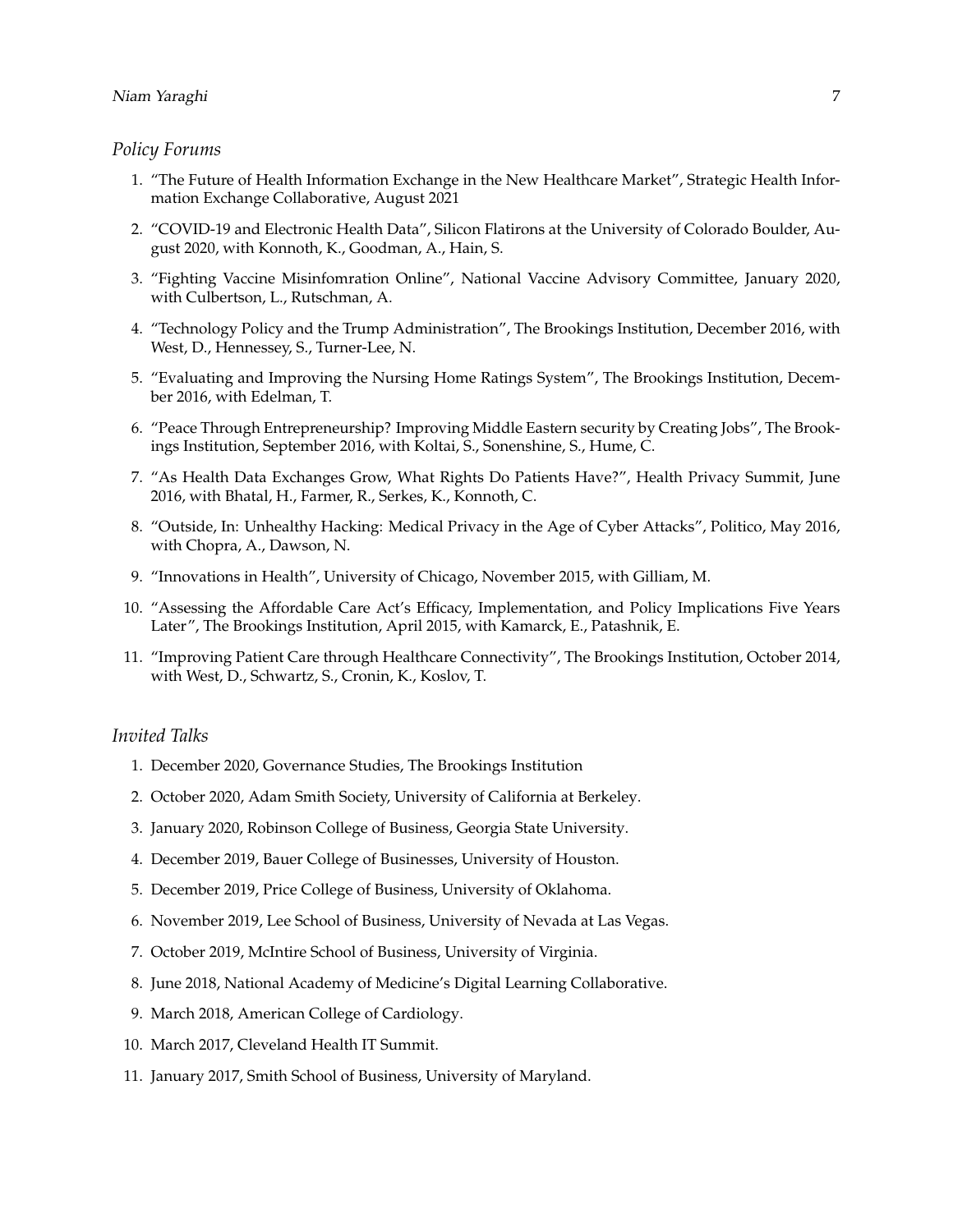### *Policy Forums*

1. "The Future of Health Information Exchange in the New Healthcare Market", Strategic Health Information Exchange Collaborative, August 2021
2. "COVID-19 and Electronic Health Data", Silicon Flatirons at the University of Colorado Boulder, August 2020, with Konnoth, K., Goodman, A., Hain, S.
3. "Fighting Vaccine Misinfomration Online", National Vaccine Advisory Committee, January 2020, with Culbertson, L., Rutschman, A.
4. "Technology Policy and the Trump Administration", The Brookings Institution, December 2016, with West, D., Hennessey, S., Turner-Lee, N.
5. "Evaluating and Improving the Nursing Home Ratings System", The Brookings Institution, December 2016, with Edelman, T.
6. "Peace Through Entrepreneurship? Improving Middle Eastern security by Creating Jobs", The Brookings Institution, September 2016, with Koltai, S., Sonenshine, S., Hume, C.
7. "As Health Data Exchanges Grow, What Rights Do Patients Have?", Health Privacy Summit, June 2016, with Bhatal, H., Farmer, R., Serkes, K., Konnoth, C.
8. "Outside, In: Unhealthy Hacking: Medical Privacy in the Age of Cyber Attacks", Politico, May 2016, with Chopra, A., Dawson, N.
9. "Innovations in Health", University of Chicago, November 2015, with Gilliam, M.
10. "Assessing the Affordable Care Act's Efficacy, Implementation, and Policy Implications Five Years Later", The Brookings Institution, April 2015, with Kamarck, E., Patashnik, E.
11. "Improving Patient Care through Healthcare Connectivity", The Brookings Institution, October 2014, with West, D., Schwartz, S., Cronin, K., Koslov, T.

### *Invited Talks*

1. December 2020, Governance Studies, The Brookings Institution
2. October 2020, Adam Smith Society, University of California at Berkeley.
3. January 2020, Robinson College of Business, Georgia State University.
4. December 2019, Bauer College of Businesses, University of Houston.
5. December 2019, Price College of Business, University of Oklahoma.
6. November 2019, Lee School of Business, University of Nevada at Las Vegas.
7. October 2019, McIntire School of Business, University of Virginia.
8. June 2018, National Academy of Medicine's Digital Learning Collaborative.
9. March 2018, American College of Cardiology.
10. March 2017, Cleveland Health IT Summit.
11. January 2017, Smith School of Business, University of Maryland.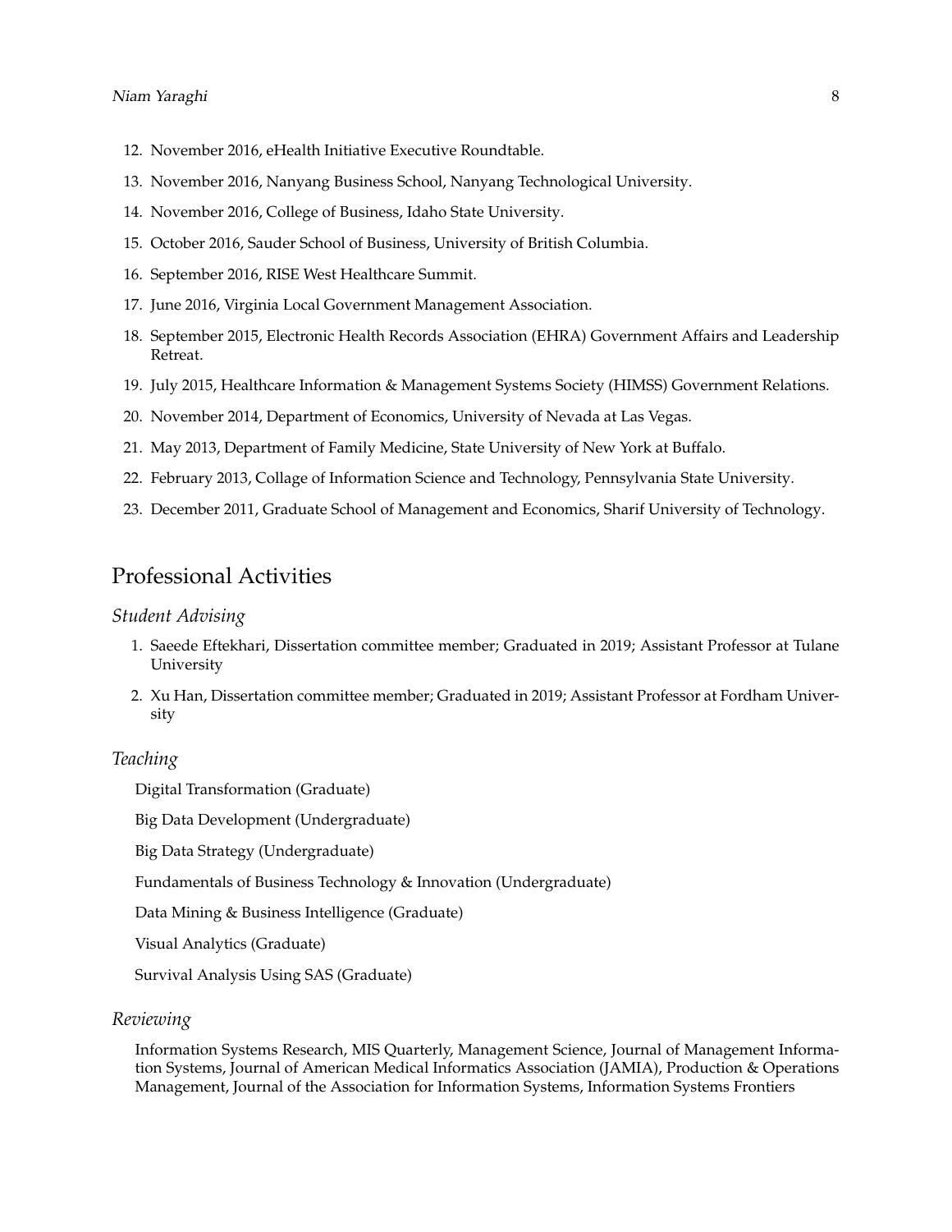12. November 2016, eHealth Initiative Executive Roundtable.
13. November 2016, Nanyang Business School, Nanyang Technological University.
14. November 2016, College of Business, Idaho State University.
15. October 2016, Sauder School of Business, University of British Columbia.
16. September 2016, RISE West Healthcare Summit.
17. June 2016, Virginia Local Government Management Association.
18. September 2015, Electronic Health Records Association (EHRA) Government Affairs and Leadership Retreat.
19. July 2015, Healthcare Information & Management Systems Society (HIMSS) Government Relations.
20. November 2014, Department of Economics, University of Nevada at Las Vegas.
21. May 2013, Department of Family Medicine, State University of New York at Buffalo.
22. February 2013, Collage of Information Science and Technology, Pennsylvania State University.
23. December 2011, Graduate School of Management and Economics, Sharif University of Technology.

## Professional Activities

### *Student Advising*

1. Saeede Eftekhari, Dissertation committee member; Graduated in 2019; Assistant Professor at Tulane University
2. Xu Han, Dissertation committee member; Graduated in 2019; Assistant Professor at Fordham University

### *Teaching*

Digital Transformation (Graduate)

Big Data Development (Undergraduate)

Big Data Strategy (Undergraduate)

Fundamentals of Business Technology & Innovation (Undergraduate)

Data Mining & Business Intelligence (Graduate)

Visual Analytics (Graduate)

Survival Analysis Using SAS (Graduate)

### *Reviewing*

Information Systems Research, MIS Quarterly, Management Science, Journal of Management Information Systems, Journal of American Medical Informatics Association (JAMIA), Production & Operations Management, Journal of the Association for Information Systems, Information Systems Frontiers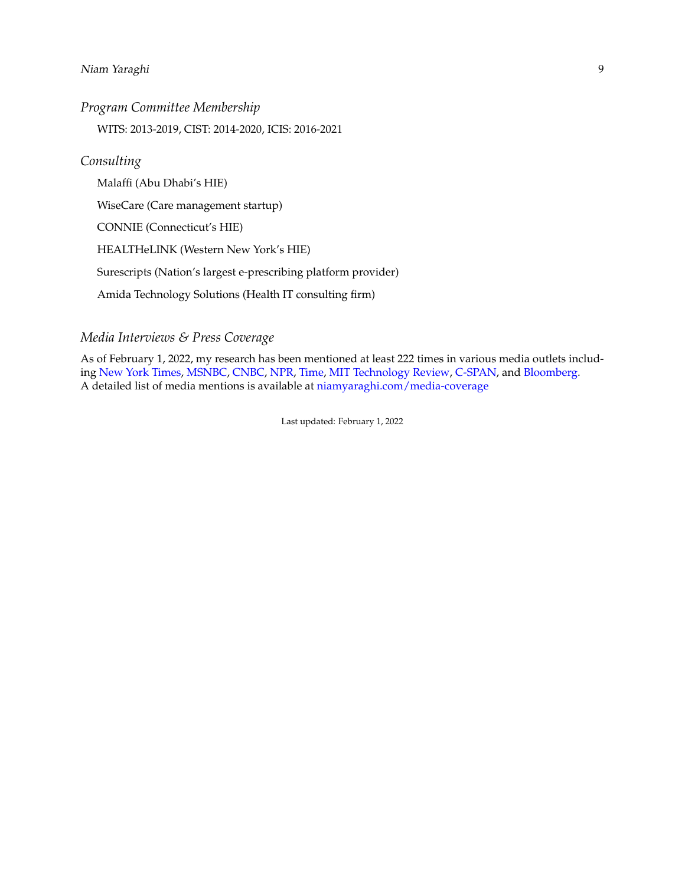### *Program Committee Membership*

WITS: 2013-2019, CIST: 2014-2020, ICIS: 2016-2021

### *Consulting*

Malaffi (Abu Dhabi's HIE)

WiseCare (Care management startup)

CONNIE (Connecticut's HIE)

HEALTHeLINK (Western New York's HIE)

Surescripts (Nation's largest e-prescribing platform provider)

Amida Technology Solutions (Health IT consulting firm)

### *Media Interviews & Press Coverage*

As of February 1, 2022, my research has been mentioned at least 222 times in various media outlets including New York Times, MSNBC, CNBC, NPR, Time, MIT Technology Review, C-SPAN, and Bloomberg. A detailed list of media mentions is available at niamyaraghi.com/media-coverage

Last updated: February 1, 2022